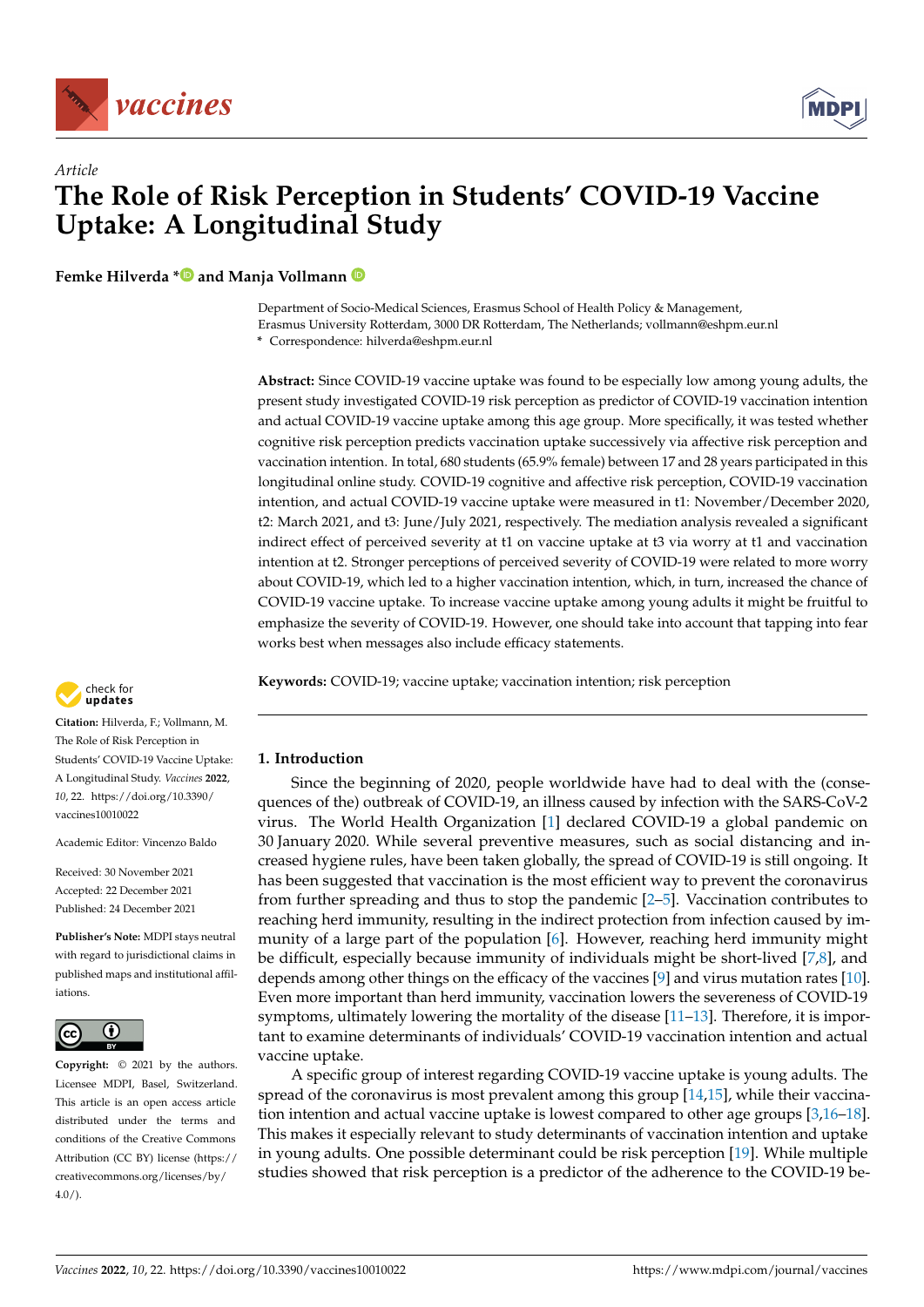*Article*

# The Role of Risk Perception in Students' COVID-19 Vaccine Uptake: A Longitudinal Study

**Femke Hilverda * and Manja Vollmann**

Department of Socio-Medical Sciences, Erasmus School of Health Policy & Management, Erasmus University Rotterdam, 3000 DR Rotterdam, The Netherlands; vollmann@eshpm.eur.nl
\* Correspondence: hilverda@eshpm.eur.nl

**Abstract:** Since COVID-19 vaccine uptake was found to be especially low among young adults, the present study investigated COVID-19 risk perception as predictor of COVID-19 vaccination intention and actual COVID-19 vaccine uptake among this age group. More specifically, it was tested whether cognitive risk perception predicts vaccination uptake successively via affective risk perception and vaccination intention. In total, 680 students (65.9% female) between 17 and 28 years participated in this longitudinal online study. COVID-19 cognitive and affective risk perception, COVID-19 vaccination intention, and actual COVID-19 vaccine uptake were measured in t1: November/December 2020, t2: March 2021, and t3: June/July 2021, respectively. The mediation analysis revealed a significant indirect effect of perceived severity at t1 on vaccine uptake at t3 via worry at t1 and vaccination intention at t2. Stronger perceptions of perceived severity of COVID-19 were related to more worry about COVID-19, which led to a higher vaccination intention, which, in turn, increased the chance of COVID-19 vaccine uptake. To increase vaccine uptake among young adults it might be fruitful to emphasize the severity of COVID-19. However, one should take into account that tapping into fear works best when messages also include efficacy statements.

**Keywords:** COVID-19; vaccine uptake; vaccination intention; risk perception

**Citation:** Hilverda, F.; Vollmann, M. The Role of Risk Perception in Students' COVID-19 Vaccine Uptake: A Longitudinal Study. *Vaccines* **2022**, *10*, 22. https://doi.org/10.3390/vaccines10010022

Academic Editor: Vincenzo Baldo

Received: 30 November 2021
Accepted: 22 December 2021
Published: 24 December 2021

**Publisher's Note:** MDPI stays neutral with regard to jurisdictional claims in published maps and institutional affiliations.

**Copyright:** © 2021 by the authors. Licensee MDPI, Basel, Switzerland. This article is an open access article distributed under the terms and conditions of the Creative Commons Attribution (CC BY) license (https://creativecommons.org/licenses/by/4.0/).

## 1. Introduction

Since the beginning of 2020, people worldwide have had to deal with the (consequences of the) outbreak of COVID-19, an illness caused by infection with the SARS-CoV-2 virus. The World Health Organization [1] declared COVID-19 a global pandemic on 30 January 2020. While several preventive measures, such as social distancing and increased hygiene rules, have been taken globally, the spread of COVID-19 is still ongoing. It has been suggested that vaccination is the most efficient way to prevent the coronavirus from further spreading and thus to stop the pandemic [2–5]. Vaccination contributes to reaching herd immunity, resulting in the indirect protection from infection caused by immunity of a large part of the population [6]. However, reaching herd immunity might be difficult, especially because immunity of individuals might be short-lived [7,8], and depends among other things on the efficacy of the vaccines [9] and virus mutation rates [10]. Even more important than herd immunity, vaccination lowers the severeness of COVID-19 symptoms, ultimately lowering the mortality of the disease [11–13]. Therefore, it is important to examine determinants of individuals' COVID-19 vaccination intention and actual vaccine uptake.

A specific group of interest regarding COVID-19 vaccine uptake is young adults. The spread of the coronavirus is most prevalent among this group [14,15], while their vaccination intention and actual vaccine uptake is lowest compared to other age groups [3,16–18]. This makes it especially relevant to study determinants of vaccination intention and uptake in young adults. One possible determinant could be risk perception [19]. While multiple studies showed that risk perception is a predictor of the adherence to the COVID-19 be-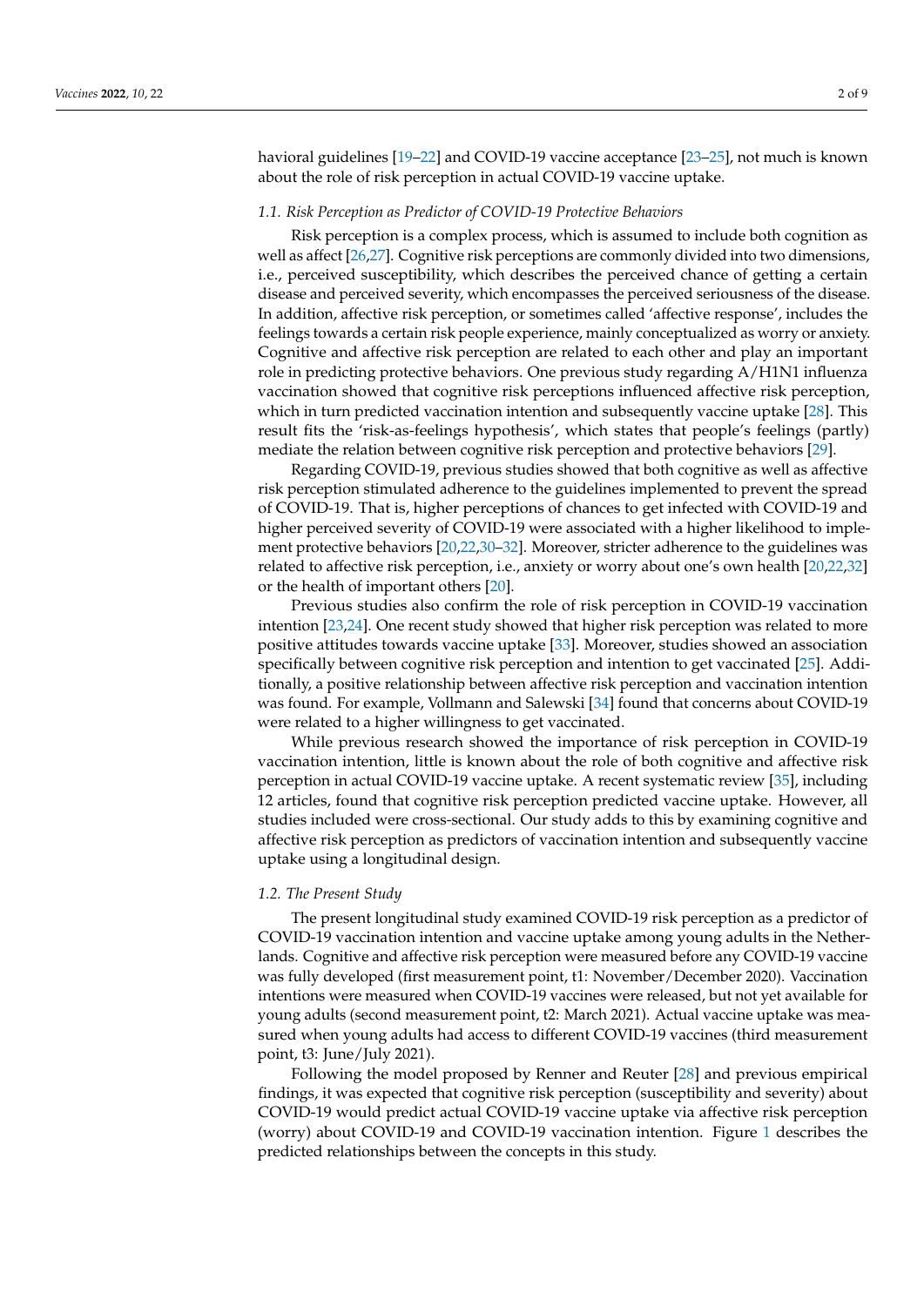havioral guidelines [19–22] and COVID-19 vaccine acceptance [23–25], not much is known about the role of risk perception in actual COVID-19 vaccine uptake.

### 1.1. Risk Perception as Predictor of COVID-19 Protective Behaviors

Risk perception is a complex process, which is assumed to include both cognition as well as affect [26,27]. Cognitive risk perceptions are commonly divided into two dimensions, i.e., perceived susceptibility, which describes the perceived chance of getting a certain disease and perceived severity, which encompasses the perceived seriousness of the disease. In addition, affective risk perception, or sometimes called 'affective response', includes the feelings towards a certain risk people experience, mainly conceptualized as worry or anxiety. Cognitive and affective risk perception are related to each other and play an important role in predicting protective behaviors. One previous study regarding A/H1N1 influenza vaccination showed that cognitive risk perceptions influenced affective risk perception, which in turn predicted vaccination intention and subsequently vaccine uptake [28]. This result fits the 'risk-as-feelings hypothesis', which states that people's feelings (partly) mediate the relation between cognitive risk perception and protective behaviors [29].

Regarding COVID-19, previous studies showed that both cognitive as well as affective risk perception stimulated adherence to the guidelines implemented to prevent the spread of COVID-19. That is, higher perceptions of chances to get infected with COVID-19 and higher perceived severity of COVID-19 were associated with a higher likelihood to implement protective behaviors [20,22,30–32]. Moreover, stricter adherence to the guidelines was related to affective risk perception, i.e., anxiety or worry about one's own health [20,22,32] or the health of important others [20].

Previous studies also confirm the role of risk perception in COVID-19 vaccination intention [23,24]. One recent study showed that higher risk perception was related to more positive attitudes towards vaccine uptake [33]. Moreover, studies showed an association specifically between cognitive risk perception and intention to get vaccinated [25]. Additionally, a positive relationship between affective risk perception and vaccination intention was found. For example, Vollmann and Salewski [34] found that concerns about COVID-19 were related to a higher willingness to get vaccinated.

While previous research showed the importance of risk perception in COVID-19 vaccination intention, little is known about the role of both cognitive and affective risk perception in actual COVID-19 vaccine uptake. A recent systematic review [35], including 12 articles, found that cognitive risk perception predicted vaccine uptake. However, all studies included were cross-sectional. Our study adds to this by examining cognitive and affective risk perception as predictors of vaccination intention and subsequently vaccine uptake using a longitudinal design.

### 1.2. The Present Study

The present longitudinal study examined COVID-19 risk perception as a predictor of COVID-19 vaccination intention and vaccine uptake among young adults in the Netherlands. Cognitive and affective risk perception were measured before any COVID-19 vaccine was fully developed (first measurement point, t1: November/December 2020). Vaccination intentions were measured when COVID-19 vaccines were released, but not yet available for young adults (second measurement point, t2: March 2021). Actual vaccine uptake was measured when young adults had access to different COVID-19 vaccines (third measurement point, t3: June/July 2021).

Following the model proposed by Renner and Reuter [28] and previous empirical findings, it was expected that cognitive risk perception (susceptibility and severity) about COVID-19 would predict actual COVID-19 vaccine uptake via affective risk perception (worry) about COVID-19 and COVID-19 vaccination intention. Figure 1 describes the predicted relationships between the concepts in this study.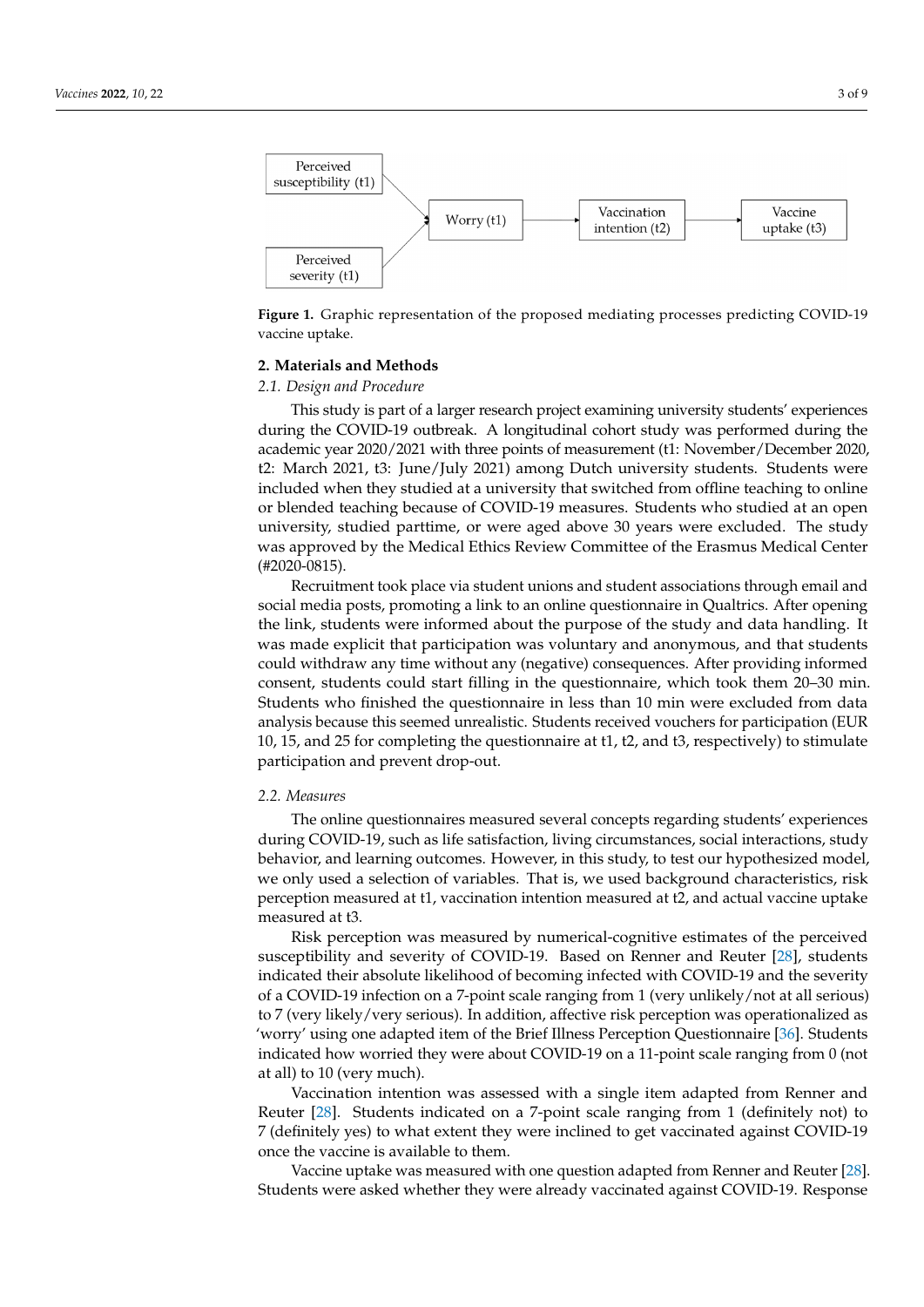Perceived susceptibility (t1)

Perceived severity (t1)

Worry (t1)

Vaccination intention (t2)

Vaccine uptake (t3)

**Figure 1.** Graphic representation of the proposed mediating processes predicting COVID-19 vaccine uptake.

## 2. Materials and Methods

### *2.1. Design and Procedure*

This study is part of a larger research project examining university students' experiences during the COVID-19 outbreak. A longitudinal cohort study was performed during the academic year 2020/2021 with three points of measurement (t1: November/December 2020, t2: March 2021, t3: June/July 2021) among Dutch university students. Students were included when they studied at a university that switched from offline teaching to online or blended teaching because of COVID-19 measures. Students who studied at an open university, studied parttime, or were aged above 30 years were excluded. The study was approved by the Medical Ethics Review Committee of the Erasmus Medical Center (#2020-0815).

Recruitment took place via student unions and student associations through email and social media posts, promoting a link to an online questionnaire in Qualtrics. After opening the link, students were informed about the purpose of the study and data handling. It was made explicit that participation was voluntary and anonymous, and that students could withdraw any time without any (negative) consequences. After providing informed consent, students could start filling in the questionnaire, which took them 20–30 min. Students who finished the questionnaire in less than 10 min were excluded from data analysis because this seemed unrealistic. Students received vouchers for participation (EUR 10, 15, and 25 for completing the questionnaire at t1, t2, and t3, respectively) to stimulate participation and prevent drop-out.

### *2.2. Measures*

The online questionnaires measured several concepts regarding students' experiences during COVID-19, such as life satisfaction, living circumstances, social interactions, study behavior, and learning outcomes. However, in this study, to test our hypothesized model, we only used a selection of variables. That is, we used background characteristics, risk perception measured at t1, vaccination intention measured at t2, and actual vaccine uptake measured at t3.

Risk perception was measured by numerical-cognitive estimates of the perceived susceptibility and severity of COVID-19. Based on Renner and Reuter [28], students indicated their absolute likelihood of becoming infected with COVID-19 and the severity of a COVID-19 infection on a 7-point scale ranging from 1 (very unlikely/not at all serious) to 7 (very likely/very serious). In addition, affective risk perception was operationalized as 'worry' using one adapted item of the Brief Illness Perception Questionnaire [36]. Students indicated how worried they were about COVID-19 on a 11-point scale ranging from 0 (not at all) to 10 (very much).

Vaccination intention was assessed with a single item adapted from Renner and Reuter [28]. Students indicated on a 7-point scale ranging from 1 (definitely not) to 7 (definitely yes) to what extent they were inclined to get vaccinated against COVID-19 once the vaccine is available to them.

Vaccine uptake was measured with one question adapted from Renner and Reuter [28]. Students were asked whether they were already vaccinated against COVID-19. Response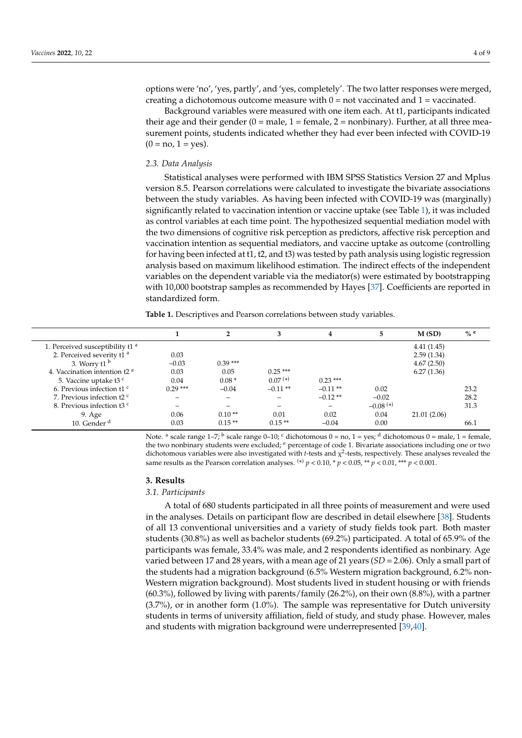options were 'no', 'yes, partly', and 'yes, completely'. The two latter responses were merged, creating a dichotomous outcome measure with 0 = not vaccinated and 1 = vaccinated.

Background variables were measured with one item each. At t1, participants indicated their age and their gender (0 = male, 1 = female, 2 = nonbinary). Further, at all three measurement points, students indicated whether they had ever been infected with COVID-19 (0 = no, 1 = yes).

### 2.3. Data Analysis

Statistical analyses were performed with IBM SPSS Statistics Version 27 and Mplus version 8.5. Pearson correlations were calculated to investigate the bivariate associations between the study variables. As having been infected with COVID-19 was (marginally) significantly related to vaccination intention or vaccine uptake (see Table 1), it was included as control variables at each time point. The hypothesized sequential mediation model with the two dimensions of cognitive risk perception as predictors, affective risk perception and vaccination intention as sequential mediators, and vaccine uptake as outcome (controlling for having been infected at t1, t2, and t3) was tested by path analysis using logistic regression analysis based on maximum likelihood estimation. The indirect effects of the independent variables on the dependent variable via the mediator(s) were estimated by bootstrapping with 10,000 bootstrap samples as recommended by Hayes [37]. Coefficients are reported in standardized form.

**Table 1.** Descriptives and Pearson correlations between study variables.

| | 1 | 2 | 3 | 4 | 5 | M (SD) | % [e] |
|---|---|---|---|---|---|---|---|
| 1. Perceived susceptibility t1 [a] | | | | | | 4.41 (1.45) | |
| 2. Perceived severity t1 [a] | 0.03 | | | | | 2.59 (1.34) | |
| 3. Worry t1 [b] | −0.03 | 0.39 *** | | | | 4.67 (2.50) | |
| 4. Vaccination intention t2 [a] | 0.03 | 0.05 | 0.25 *** | | | 6.27 (1.36) | |
| 5. Vaccine uptake t3 [c] | 0.04 | 0.08 * | 0.07 (*) | 0.23 *** | | | |
| 6. Previous infection t1 [c] | 0.29 *** | −0.04 | −0.11 ** | −0.11 ** | 0.02 | | 23.2 |
| 7. Previous infection t2 [c] | – | – | – | −0.12 ** | −0.02 | | 28.2 |
| 8. Previous infection t3 [c] | – | – | – | – | −0.08 (*) | | 31.3 |
| 9. Age | 0.06 | 0.10 ** | 0.01 | 0.02 | 0.04 | 21.01 (2.06) | |
| 10. Gender [d] | 0.03 | 0.15 ** | 0.15 ** | −0.04 | 0.00 | | 66.1 |

Note. [a] scale range 1–7; [b] scale range 0–10; [c] dichotomous 0 = no, 1 = yes; [d] dichotomous 0 = male, 1 = female, the two nonbinary students were excluded; [e] percentage of code 1. Bivariate associations including one or two dichotomous variables were also investigated with *t*-tests and $\chi^2$-tests, respectively. These analyses revealed the same results as the Pearson correlation analyses. (*) $p < 0.10$, * $p < 0.05$, ** $p < 0.01$, *** $p < 0.001$.

## 3. Results

### 3.1. Participants

A total of 680 students participated in all three points of measurement and were used in the analyses. Details on participant flow are described in detail elsewhere [38]. Students of all 13 conventional universities and a variety of study fields took part. Both master students (30.8%) as well as bachelor students (69.2%) participated. A total of 65.9% of the participants was female, 33.4% was male, and 2 respondents identified as nonbinary. Age varied between 17 and 28 years, with a mean age of 21 years (*SD* = 2.06). Only a small part of the students had a migration background (6.5% Western migration background, 6.2% non-Western migration background). Most students lived in student housing or with friends (60.3%), followed by living with parents/family (26.2%), on their own (8.8%), with a partner (3.7%), or in another form (1.0%). The sample was representative for Dutch university students in terms of university affiliation, field of study, and study phase. However, males and students with migration background were underrepresented [39,40].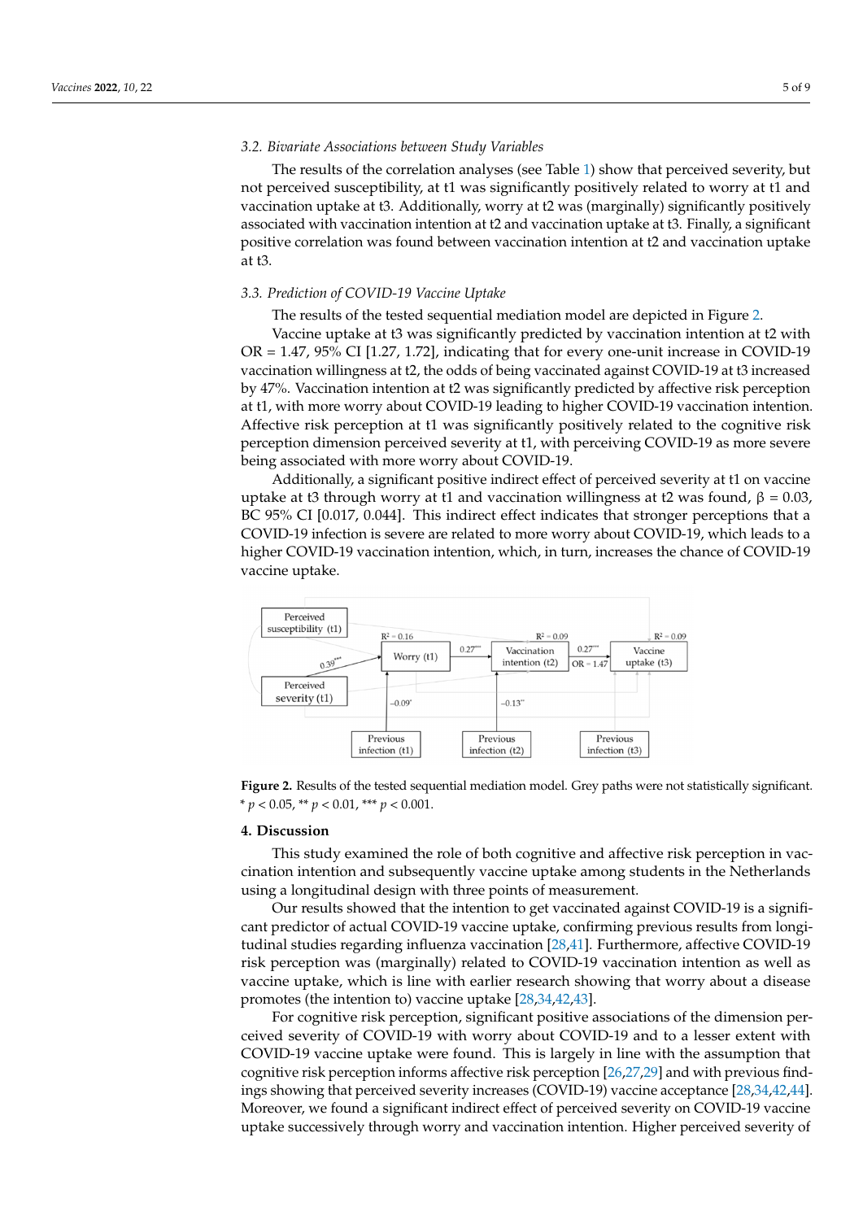### 3.2. Bivariate Associations between Study Variables

The results of the correlation analyses (see Table 1) show that perceived severity, but not perceived susceptibility, at t1 was significantly positively related to worry at t1 and vaccination uptake at t3. Additionally, worry at t2 was (marginally) significantly positively associated with vaccination intention at t2 and vaccination uptake at t3. Finally, a significant positive correlation was found between vaccination intention at t2 and vaccination uptake at t3.

### 3.3. Prediction of COVID-19 Vaccine Uptake

The results of the tested sequential mediation model are depicted in Figure 2.

Vaccine uptake at t3 was significantly predicted by vaccination intention at t2 with OR = 1.47, 95% CI [1.27, 1.72], indicating that for every one-unit increase in COVID-19 vaccination willingness at t2, the odds of being vaccinated against COVID-19 at t3 increased by 47%. Vaccination intention at t2 was significantly predicted by affective risk perception at t1, with more worry about COVID-19 leading to higher COVID-19 vaccination intention. Affective risk perception at t1 was significantly positively related to the cognitive risk perception dimension perceived severity at t1, with perceiving COVID-19 as more severe being associated with more worry about COVID-19.

Additionally, a significant positive indirect effect of perceived severity at t1 on vaccine uptake at t3 through worry at t1 and vaccination willingness at t2 was found, $\beta = 0.03$, BC 95% CI [0.017, 0.044]. This indirect effect indicates that stronger perceptions that a COVID-19 infection is severe are related to more worry about COVID-19, which leads to a higher COVID-19 vaccination intention, which, in turn, increases the chance of COVID-19 vaccine uptake.

**Figure 2.** Results of the tested sequential mediation model. Grey paths were not statistically significant. * $p < 0.05$, ** $p < 0.01$, *** $p < 0.001$.

## 4. Discussion

This study examined the role of both cognitive and affective risk perception in vaccination intention and subsequently vaccine uptake among students in the Netherlands using a longitudinal design with three points of measurement.

Our results showed that the intention to get vaccinated against COVID-19 is a significant predictor of actual COVID-19 vaccine uptake, confirming previous results from longitudinal studies regarding influenza vaccination [28,41]. Furthermore, affective COVID-19 risk perception was (marginally) related to COVID-19 vaccination intention as well as vaccine uptake, which is line with earlier research showing that worry about a disease promotes (the intention to) vaccine uptake [28,34,42,43].

For cognitive risk perception, significant positive associations of the dimension perceived severity of COVID-19 with worry about COVID-19 and to a lesser extent with COVID-19 vaccine uptake were found. This is largely in line with the assumption that cognitive risk perception informs affective risk perception [26,27,29] and with previous findings showing that perceived severity increases (COVID-19) vaccine acceptance [28,34,42,44]. Moreover, we found a significant indirect effect of perceived severity on COVID-19 vaccine uptake successively through worry and vaccination intention. Higher perceived severity of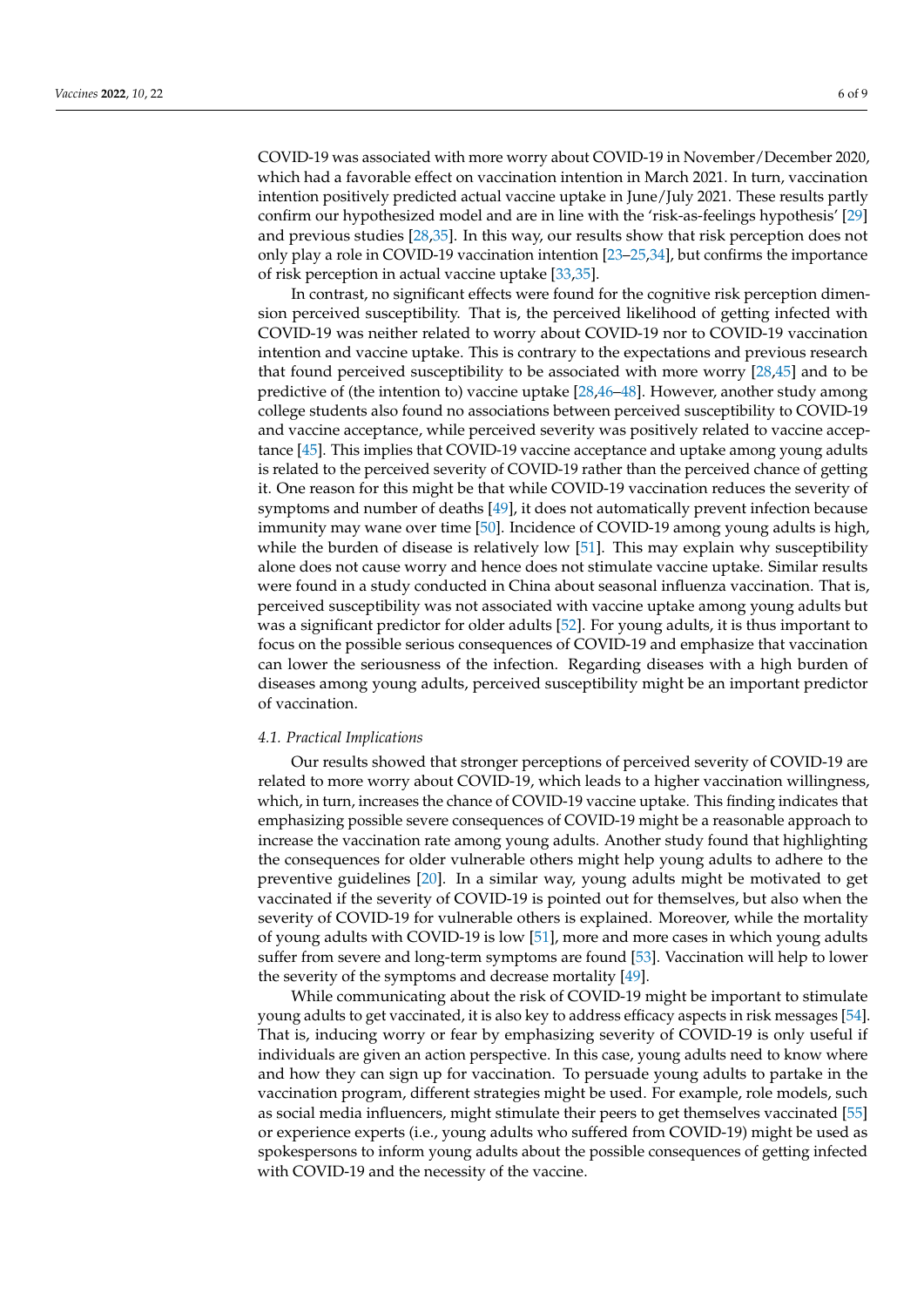COVID-19 was associated with more worry about COVID-19 in November/December 2020, which had a favorable effect on vaccination intention in March 2021. In turn, vaccination intention positively predicted actual vaccine uptake in June/July 2021. These results partly confirm our hypothesized model and are in line with the 'risk-as-feelings hypothesis' [29] and previous studies [28,35]. In this way, our results show that risk perception does not only play a role in COVID-19 vaccination intention [23–25,34], but confirms the importance of risk perception in actual vaccine uptake [33,35].

In contrast, no significant effects were found for the cognitive risk perception dimension perceived susceptibility. That is, the perceived likelihood of getting infected with COVID-19 was neither related to worry about COVID-19 nor to COVID-19 vaccination intention and vaccine uptake. This is contrary to the expectations and previous research that found perceived susceptibility to be associated with more worry [28,45] and to be predictive of (the intention to) vaccine uptake [28,46–48]. However, another study among college students also found no associations between perceived susceptibility to COVID-19 and vaccine acceptance, while perceived severity was positively related to vaccine acceptance [45]. This implies that COVID-19 vaccine acceptance and uptake among young adults is related to the perceived severity of COVID-19 rather than the perceived chance of getting it. One reason for this might be that while COVID-19 vaccination reduces the severity of symptoms and number of deaths [49], it does not automatically prevent infection because immunity may wane over time [50]. Incidence of COVID-19 among young adults is high, while the burden of disease is relatively low [51]. This may explain why susceptibility alone does not cause worry and hence does not stimulate vaccine uptake. Similar results were found in a study conducted in China about seasonal influenza vaccination. That is, perceived susceptibility was not associated with vaccine uptake among young adults but was a significant predictor for older adults [52]. For young adults, it is thus important to focus on the possible serious consequences of COVID-19 and emphasize that vaccination can lower the seriousness of the infection. Regarding diseases with a high burden of diseases among young adults, perceived susceptibility might be an important predictor of vaccination.

### *4.1. Practical Implications*

Our results showed that stronger perceptions of perceived severity of COVID-19 are related to more worry about COVID-19, which leads to a higher vaccination willingness, which, in turn, increases the chance of COVID-19 vaccine uptake. This finding indicates that emphasizing possible severe consequences of COVID-19 might be a reasonable approach to increase the vaccination rate among young adults. Another study found that highlighting the consequences for older vulnerable others might help young adults to adhere to the preventive guidelines [20]. In a similar way, young adults might be motivated to get vaccinated if the severity of COVID-19 is pointed out for themselves, but also when the severity of COVID-19 for vulnerable others is explained. Moreover, while the mortality of young adults with COVID-19 is low [51], more and more cases in which young adults suffer from severe and long-term symptoms are found [53]. Vaccination will help to lower the severity of the symptoms and decrease mortality [49].

While communicating about the risk of COVID-19 might be important to stimulate young adults to get vaccinated, it is also key to address efficacy aspects in risk messages [54]. That is, inducing worry or fear by emphasizing severity of COVID-19 is only useful if individuals are given an action perspective. In this case, young adults need to know where and how they can sign up for vaccination. To persuade young adults to partake in the vaccination program, different strategies might be used. For example, role models, such as social media influencers, might stimulate their peers to get themselves vaccinated [55] or experience experts (i.e., young adults who suffered from COVID-19) might be used as spokespersons to inform young adults about the possible consequences of getting infected with COVID-19 and the necessity of the vaccine.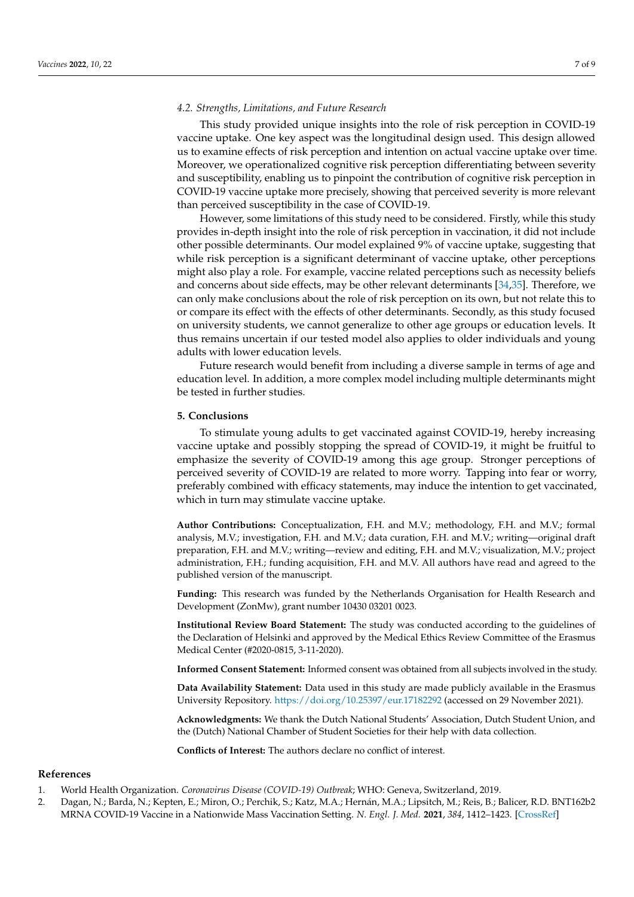### 4.2. Strengths, Limitations, and Future Research

This study provided unique insights into the role of risk perception in COVID-19 vaccine uptake. One key aspect was the longitudinal design used. This design allowed us to examine effects of risk perception and intention on actual vaccine uptake over time. Moreover, we operationalized cognitive risk perception differentiating between severity and susceptibility, enabling us to pinpoint the contribution of cognitive risk perception in COVID-19 vaccine uptake more precisely, showing that perceived severity is more relevant than perceived susceptibility in the case of COVID-19.

However, some limitations of this study need to be considered. Firstly, while this study provides in-depth insight into the role of risk perception in vaccination, it did not include other possible determinants. Our model explained 9% of vaccine uptake, suggesting that while risk perception is a significant determinant of vaccine uptake, other perceptions might also play a role. For example, vaccine related perceptions such as necessity beliefs and concerns about side effects, may be other relevant determinants [34,35]. Therefore, we can only make conclusions about the role of risk perception on its own, but not relate this to or compare its effect with the effects of other determinants. Secondly, as this study focused on university students, we cannot generalize to other age groups or education levels. It thus remains uncertain if our tested model also applies to older individuals and young adults with lower education levels.

Future research would benefit from including a diverse sample in terms of age and education level. In addition, a more complex model including multiple determinants might be tested in further studies.

## 5. Conclusions

To stimulate young adults to get vaccinated against COVID-19, hereby increasing vaccine uptake and possibly stopping the spread of COVID-19, it might be fruitful to emphasize the severity of COVID-19 among this age group. Stronger perceptions of perceived severity of COVID-19 are related to more worry. Tapping into fear or worry, preferably combined with efficacy statements, may induce the intention to get vaccinated, which in turn may stimulate vaccine uptake.

**Author Contributions:** Conceptualization, F.H. and M.V.; methodology, F.H. and M.V.; formal analysis, M.V.; investigation, F.H. and M.V.; data curation, F.H. and M.V.; writing—original draft preparation, F.H. and M.V.; writing—review and editing, F.H. and M.V.; visualization, M.V.; project administration, F.H.; funding acquisition, F.H. and M.V. All authors have read and agreed to the published version of the manuscript.

**Funding:** This research was funded by the Netherlands Organisation for Health Research and Development (ZonMw), grant number 10430 03201 0023.

**Institutional Review Board Statement:** The study was conducted according to the guidelines of the Declaration of Helsinki and approved by the Medical Ethics Review Committee of the Erasmus Medical Center (#2020-0815, 3-11-2020).

**Informed Consent Statement:** Informed consent was obtained from all subjects involved in the study.

**Data Availability Statement:** Data used in this study are made publicly available in the Erasmus University Repository. https://doi.org/10.25397/eur.17182292 (accessed on 29 November 2021).

**Acknowledgments:** We thank the Dutch National Students' Association, Dutch Student Union, and the (Dutch) National Chamber of Student Societies for their help with data collection.

**Conflicts of Interest:** The authors declare no conflict of interest.

## References

1. World Health Organization. *Coronavirus Disease (COVID-19) Outbreak*; WHO: Geneva, Switzerland, 2019.
2. Dagan, N.; Barda, N.; Kepten, E.; Miron, O.; Perchik, S.; Katz, M.A.; Hernán, M.A.; Lipsitch, M.; Reis, B.; Balicer, R.D. BNT162b2 MRNA COVID-19 Vaccine in a Nationwide Mass Vaccination Setting. *N. Engl. J. Med.* **2021**, *384*, 1412–1423. [CrossRef]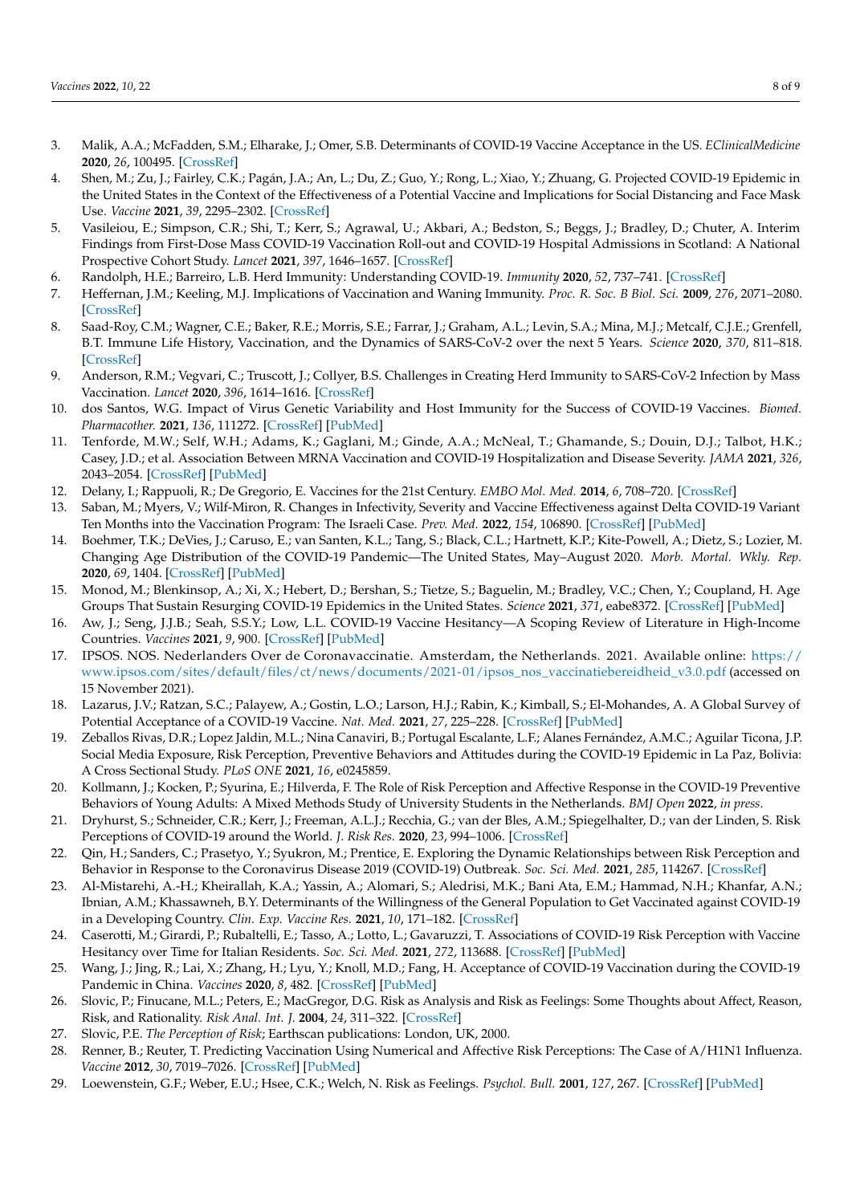3. Malik, A.A.; McFadden, S.M.; Elharake, J.; Omer, S.B. Determinants of COVID-19 Vaccine Acceptance in the US. *EClinicalMedicine* **2020**, *26*, 100495. [CrossRef]
4. Shen, M.; Zu, J.; Fairley, C.K.; Pagán, J.A.; An, L.; Du, Z.; Guo, Y.; Rong, L.; Xiao, Y.; Zhuang, G. Projected COVID-19 Epidemic in the United States in the Context of the Effectiveness of a Potential Vaccine and Implications for Social Distancing and Face Mask Use. *Vaccine* **2021**, *39*, 2295–2302. [CrossRef]
5. Vasileiou, E.; Simpson, C.R.; Shi, T.; Kerr, S.; Agrawal, U.; Akbari, A.; Bedston, S.; Beggs, J.; Bradley, D.; Chuter, A. Interim Findings from First-Dose Mass COVID-19 Vaccination Roll-out and COVID-19 Hospital Admissions in Scotland: A National Prospective Cohort Study. *Lancet* **2021**, *397*, 1646–1657. [CrossRef]
6. Randolph, H.E.; Barreiro, L.B. Herd Immunity: Understanding COVID-19. *Immunity* **2020**, *52*, 737–741. [CrossRef]
7. Heffernan, J.M.; Keeling, M.J. Implications of Vaccination and Waning Immunity. *Proc. R. Soc. B Biol. Sci.* **2009**, *276*, 2071–2080. [CrossRef]
8. Saad-Roy, C.M.; Wagner, C.E.; Baker, R.E.; Morris, S.E.; Farrar, J.; Graham, A.L.; Levin, S.A.; Mina, M.J.; Metcalf, C.J.E.; Grenfell, B.T. Immune Life History, Vaccination, and the Dynamics of SARS-CoV-2 over the next 5 Years. *Science* **2020**, *370*, 811–818. [CrossRef]
9. Anderson, R.M.; Vegvari, C.; Truscott, J.; Collyer, B.S. Challenges in Creating Herd Immunity to SARS-CoV-2 Infection by Mass Vaccination. *Lancet* **2020**, *396*, 1614–1616. [CrossRef]
10. dos Santos, W.G. Impact of Virus Genetic Variability and Host Immunity for the Success of COVID-19 Vaccines. *Biomed. Pharmacother.* **2021**, *136*, 111272. [CrossRef] [PubMed]
11. Tenforde, M.W.; Self, W.H.; Adams, K.; Gaglani, M.; Ginde, A.A.; McNeal, T.; Ghamande, S.; Douin, D.J.; Talbot, H.K.; Casey, J.D.; et al. Association Between MRNA Vaccination and COVID-19 Hospitalization and Disease Severity. *JAMA* **2021**, *326*, 2043–2054. [CrossRef] [PubMed]
12. Delany, I.; Rappuoli, R.; De Gregorio, E. Vaccines for the 21st Century. *EMBO Mol. Med.* **2014**, *6*, 708–720. [CrossRef]
13. Saban, M.; Myers, V.; Wilf-Miron, R. Changes in Infectivity, Severity and Vaccine Effectiveness against Delta COVID-19 Variant Ten Months into the Vaccination Program: The Israeli Case. *Prev. Med.* **2022**, *154*, 106890. [CrossRef] [PubMed]
14. Boehmer, T.K.; DeVies, J.; Caruso, E.; van Santen, K.L.; Tang, S.; Black, C.L.; Hartnett, K.P.; Kite-Powell, A.; Dietz, S.; Lozier, M. Changing Age Distribution of the COVID-19 Pandemic—The United States, May–August 2020. *Morb. Mortal. Wkly. Rep.* **2020**, *69*, 1404. [CrossRef] [PubMed]
15. Monod, M.; Blenkinsop, A.; Xi, X.; Hebert, D.; Bershan, S.; Tietze, S.; Baguelin, M.; Bradley, V.C.; Chen, Y.; Coupland, H. Age Groups That Sustain Resurging COVID-19 Epidemics in the United States. *Science* **2021**, *371*, eabe8372. [CrossRef] [PubMed]
16. Aw, J.; Seng, J.J.B.; Seah, S.S.Y.; Low, L.L. COVID-19 Vaccine Hesitancy—A Scoping Review of Literature in High-Income Countries. *Vaccines* **2021**, *9*, 900. [CrossRef] [PubMed]
17. IPSOS. NOS. Nederlanders Over de Coronavaccinatie. Amsterdam, the Netherlands. 2021. Available online: https://www.ipsos.com/sites/default/files/ct/news/documents/2021-01/ipsos_nos_vaccinatiebereidheid_v3.0.pdf (accessed on 15 November 2021).
18. Lazarus, J.V.; Ratzan, S.C.; Palayew, A.; Gostin, L.O.; Larson, H.J.; Rabin, K.; Kimball, S.; El-Mohandes, A. A Global Survey of Potential Acceptance of a COVID-19 Vaccine. *Nat. Med.* **2021**, *27*, 225–228. [CrossRef] [PubMed]
19. Zeballos Rivas, D.R.; Lopez Jaldin, M.L.; Nina Canaviri, B.; Portugal Escalante, L.F.; Alanes Fernández, A.M.C.; Aguilar Ticona, J.P. Social Media Exposure, Risk Perception, Preventive Behaviors and Attitudes during the COVID-19 Epidemic in La Paz, Bolivia: A Cross Sectional Study. *PLoS ONE* **2021**, *16*, e0245859.
20. Kollmann, J.; Kocken, P.; Syurina, E.; Hilverda, F. The Role of Risk Perception and Affective Response in the COVID-19 Preventive Behaviors of Young Adults: A Mixed Methods Study of University Students in the Netherlands. *BMJ Open* **2022**, *in press*.
21. Dryhurst, S.; Schneider, C.R.; Kerr, J.; Freeman, A.L.J.; Recchia, G.; van der Bles, A.M.; Spiegelhalter, D.; van der Linden, S. Risk Perceptions of COVID-19 around the World. *J. Risk Res.* **2020**, *23*, 994–1006. [CrossRef]
22. Qin, H.; Sanders, C.; Prasetyo, Y.; Syukron, M.; Prentice, E. Exploring the Dynamic Relationships between Risk Perception and Behavior in Response to the Coronavirus Disease 2019 (COVID-19) Outbreak. *Soc. Sci. Med.* **2021**, *285*, 114267. [CrossRef]
23. Al-Mistarehi, A.-H.; Kheirallah, K.A.; Yassin, A.; Alomari, S.; Aledrisi, M.K.; Bani Ata, E.M.; Hammad, N.H.; Khanfar, A.N.; Ibnian, A.M.; Khassawneh, B.Y. Determinants of the Willingness of the General Population to Get Vaccinated against COVID-19 in a Developing Country. *Clin. Exp. Vaccine Res.* **2021**, *10*, 171–182. [CrossRef]
24. Caserotti, M.; Girardi, P.; Rubaltelli, E.; Tasso, A.; Lotto, L.; Gavaruzzi, T. Associations of COVID-19 Risk Perception with Vaccine Hesitancy over Time for Italian Residents. *Soc. Sci. Med.* **2021**, *272*, 113688. [CrossRef] [PubMed]
25. Wang, J.; Jing, R.; Lai, X.; Zhang, H.; Lyu, Y.; Knoll, M.D.; Fang, H. Acceptance of COVID-19 Vaccination during the COVID-19 Pandemic in China. *Vaccines* **2020**, *8*, 482. [CrossRef] [PubMed]
26. Slovic, P.; Finucane, M.L.; Peters, E.; MacGregor, D.G. Risk as Analysis and Risk as Feelings: Some Thoughts about Affect, Reason, Risk, and Rationality. *Risk Anal. Int. J.* **2004**, *24*, 311–322. [CrossRef]
27. Slovic, P.E. *The Perception of Risk*; Earthscan publications: London, UK, 2000.
28. Renner, B.; Reuter, T. Predicting Vaccination Using Numerical and Affective Risk Perceptions: The Case of A/H1N1 Influenza. *Vaccine* **2012**, *30*, 7019–7026. [CrossRef] [PubMed]
29. Loewenstein, G.F.; Weber, E.U.; Hsee, C.K.; Welch, N. Risk as Feelings. *Psychol. Bull.* **2001**, *127*, 267. [CrossRef] [PubMed]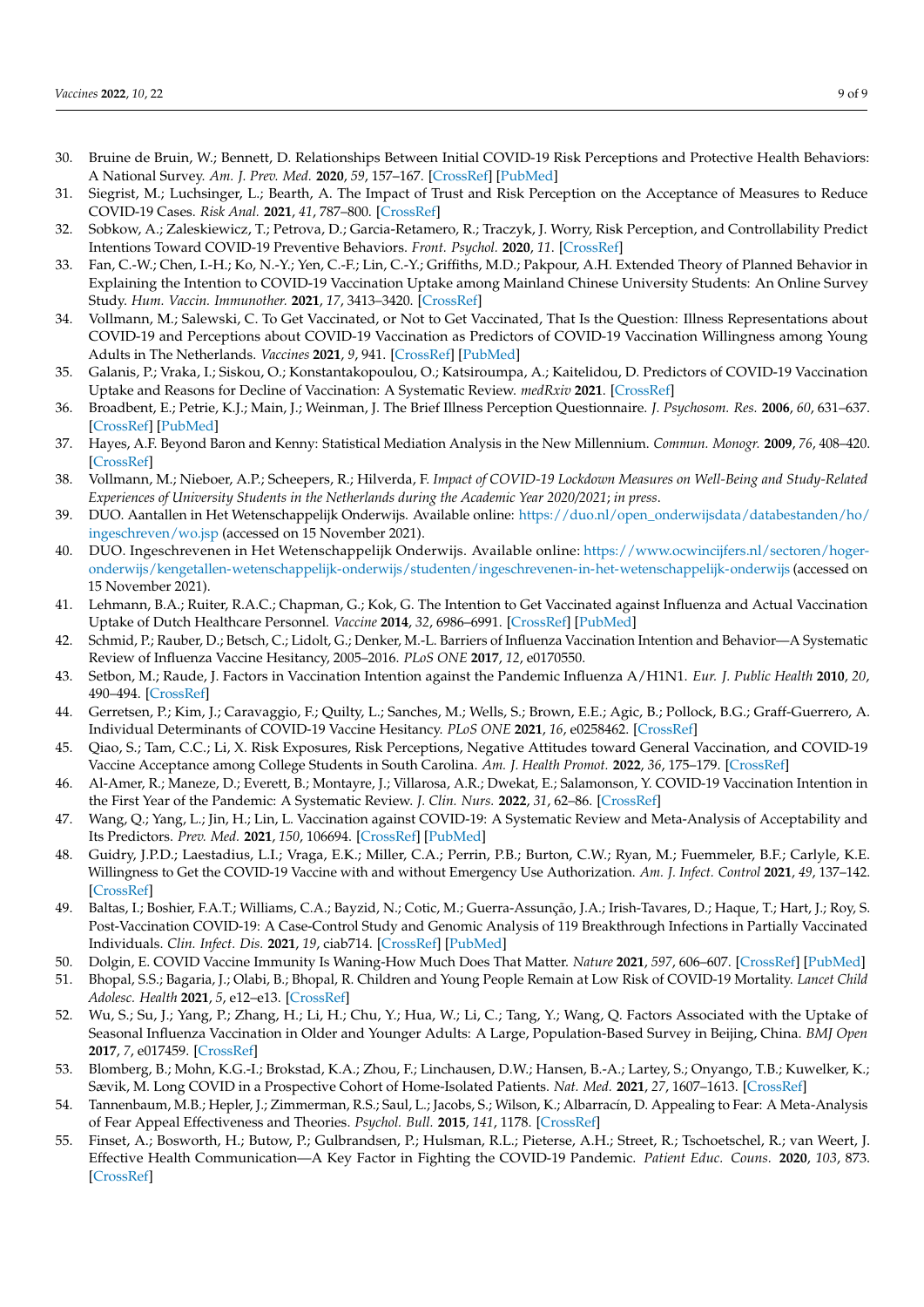30. Bruine de Bruin, W.; Bennett, D. Relationships Between Initial COVID-19 Risk Perceptions and Protective Health Behaviors: A National Survey. *Am. J. Prev. Med.* **2020**, *59*, 157–167. [CrossRef] [PubMed]
31. Siegrist, M.; Luchsinger, L.; Bearth, A. The Impact of Trust and Risk Perception on the Acceptance of Measures to Reduce COVID-19 Cases. *Risk Anal.* **2021**, *41*, 787–800. [CrossRef]
32. Sobkow, A.; Zaleskiewicz, T.; Petrova, D.; Garcia-Retamero, R.; Traczyk, J. Worry, Risk Perception, and Controllability Predict Intentions Toward COVID-19 Preventive Behaviors. *Front. Psychol.* **2020**, *11*. [CrossRef]
33. Fan, C.-W.; Chen, I.-H.; Ko, N.-Y.; Yen, C.-F.; Lin, C.-Y.; Griffiths, M.D.; Pakpour, A.H. Extended Theory of Planned Behavior in Explaining the Intention to COVID-19 Vaccination Uptake among Mainland Chinese University Students: An Online Survey Study. *Hum. Vaccin. Immunother.* **2021**, *17*, 3413–3420. [CrossRef]
34. Vollmann, M.; Salewski, C. To Get Vaccinated, or Not to Get Vaccinated, That Is the Question: Illness Representations about COVID-19 and Perceptions about COVID-19 Vaccination as Predictors of COVID-19 Vaccination Willingness among Young Adults in The Netherlands. *Vaccines* **2021**, *9*, 941. [CrossRef] [PubMed]
35. Galanis, P.; Vraka, I.; Siskou, O.; Konstantakopoulou, O.; Katsiroumpa, A.; Kaitelidou, D. Predictors of COVID-19 Vaccination Uptake and Reasons for Decline of Vaccination: A Systematic Review. *medRxiv* **2021**. [CrossRef]
36. Broadbent, E.; Petrie, K.J.; Main, J.; Weinman, J. The Brief Illness Perception Questionnaire. *J. Psychosom. Res.* **2006**, *60*, 631–637. [CrossRef] [PubMed]
37. Hayes, A.F. Beyond Baron and Kenny: Statistical Mediation Analysis in the New Millennium. *Commun. Monogr.* **2009**, *76*, 408–420. [CrossRef]
38. Vollmann, M.; Nieboer, A.P.; Scheepers, R.; Hilverda, F. *Impact of COVID-19 Lockdown Measures on Well-Being and Study-Related Experiences of University Students in the Netherlands during the Academic Year 2020/2021*; *in press*.
39. DUO. Aantallen in Het Wetenschappelijk Onderwijs. Available online: https://duo.nl/open_onderwijsdata/databestanden/ho/ingeschreven/wo.jsp (accessed on 15 November 2021).
40. DUO. Ingeschrevenen in Het Wetenschappelijk Onderwijs. Available online: https://www.ocwincijfers.nl/sectoren/hoger-onderwijs/kengetallen-wetenschappelijk-onderwijs/studenten/ingeschrevenen-in-het-wetenschappelijk-onderwijs (accessed on 15 November 2021).
41. Lehmann, B.A.; Ruiter, R.A.C.; Chapman, G.; Kok, G. The Intention to Get Vaccinated against Influenza and Actual Vaccination Uptake of Dutch Healthcare Personnel. *Vaccine* **2014**, *32*, 6986–6991. [CrossRef] [PubMed]
42. Schmid, P.; Rauber, D.; Betsch, C.; Lidolt, G.; Denker, M.-L. Barriers of Influenza Vaccination Intention and Behavior—A Systematic Review of Influenza Vaccine Hesitancy, 2005–2016. *PLoS ONE* **2017**, *12*, e0170550.
43. Setbon, M.; Raude, J. Factors in Vaccination Intention against the Pandemic Influenza A/H1N1. *Eur. J. Public Health* **2010**, *20*, 490–494. [CrossRef]
44. Gerretsen, P.; Kim, J.; Caravaggio, F.; Quilty, L.; Sanches, M.; Wells, S.; Brown, E.E.; Agic, B.; Pollock, B.G.; Graff-Guerrero, A. Individual Determinants of COVID-19 Vaccine Hesitancy. *PLoS ONE* **2021**, *16*, e0258462. [CrossRef]
45. Qiao, S.; Tam, C.C.; Li, X. Risk Exposures, Risk Perceptions, Negative Attitudes toward General Vaccination, and COVID-19 Vaccine Acceptance among College Students in South Carolina. *Am. J. Health Promot.* **2022**, *36*, 175–179. [CrossRef]
46. Al-Amer, R.; Maneze, D.; Everett, B.; Montayre, J.; Villarosa, A.R.; Dwekat, E.; Salamonson, Y. COVID-19 Vaccination Intention in the First Year of the Pandemic: A Systematic Review. *J. Clin. Nurs.* **2022**, *31*, 62–86. [CrossRef]
47. Wang, Q.; Yang, L.; Jin, H.; Lin, L. Vaccination against COVID-19: A Systematic Review and Meta-Analysis of Acceptability and Its Predictors. *Prev. Med.* **2021**, *150*, 106694. [CrossRef] [PubMed]
48. Guidry, J.P.D.; Laestadius, L.I.; Vraga, E.K.; Miller, C.A.; Perrin, P.B.; Burton, C.W.; Ryan, M.; Fuemmeler, B.F.; Carlyle, K.E. Willingness to Get the COVID-19 Vaccine with and without Emergency Use Authorization. *Am. J. Infect. Control* **2021**, *49*, 137–142. [CrossRef]
49. Baltas, I.; Boshier, F.A.T.; Williams, C.A.; Bayzid, N.; Cotic, M.; Guerra-Assunção, J.A.; Irish-Tavares, D.; Haque, T.; Hart, J.; Roy, S. Post-Vaccination COVID-19: A Case-Control Study and Genomic Analysis of 119 Breakthrough Infections in Partially Vaccinated Individuals. *Clin. Infect. Dis.* **2021**, *19*, ciab714. [CrossRef] [PubMed]
50. Dolgin, E. COVID Vaccine Immunity Is Waning-How Much Does That Matter. *Nature* **2021**, *597*, 606–607. [CrossRef] [PubMed]
51. Bhopal, S.S.; Bagaria, J.; Olabi, B.; Bhopal, R. Children and Young People Remain at Low Risk of COVID-19 Mortality. *Lancet Child Adolesc. Health* **2021**, *5*, e12–e13. [CrossRef]
52. Wu, S.; Su, J.; Yang, P.; Zhang, H.; Li, H.; Chu, Y.; Hua, W.; Li, C.; Tang, Y.; Wang, Q. Factors Associated with the Uptake of Seasonal Influenza Vaccination in Older and Younger Adults: A Large, Population-Based Survey in Beijing, China. *BMJ Open* **2017**, *7*, e017459. [CrossRef]
53. Blomberg, B.; Mohn, K.G.-I.; Brokstad, K.A.; Zhou, F.; Linchausen, D.W.; Hansen, B.-A.; Lartey, S.; Onyango, T.B.; Kuwelker, K.; Sævik, M. Long COVID in a Prospective Cohort of Home-Isolated Patients. *Nat. Med.* **2021**, *27*, 1607–1613. [CrossRef]
54. Tannenbaum, M.B.; Hepler, J.; Zimmerman, R.S.; Saul, L.; Jacobs, S.; Wilson, K.; Albarracín, D. Appealing to Fear: A Meta-Analysis of Fear Appeal Effectiveness and Theories. *Psychol. Bull.* **2015**, *141*, 1178. [CrossRef]
55. Finset, A.; Bosworth, H.; Butow, P.; Gulbrandsen, P.; Hulsman, R.L.; Pieterse, A.H.; Street, R.; Tschoetschel, R.; van Weert, J. Effective Health Communication—A Key Factor in Fighting the COVID-19 Pandemic. *Patient Educ. Couns.* **2020**, *103*, 873. [CrossRef]